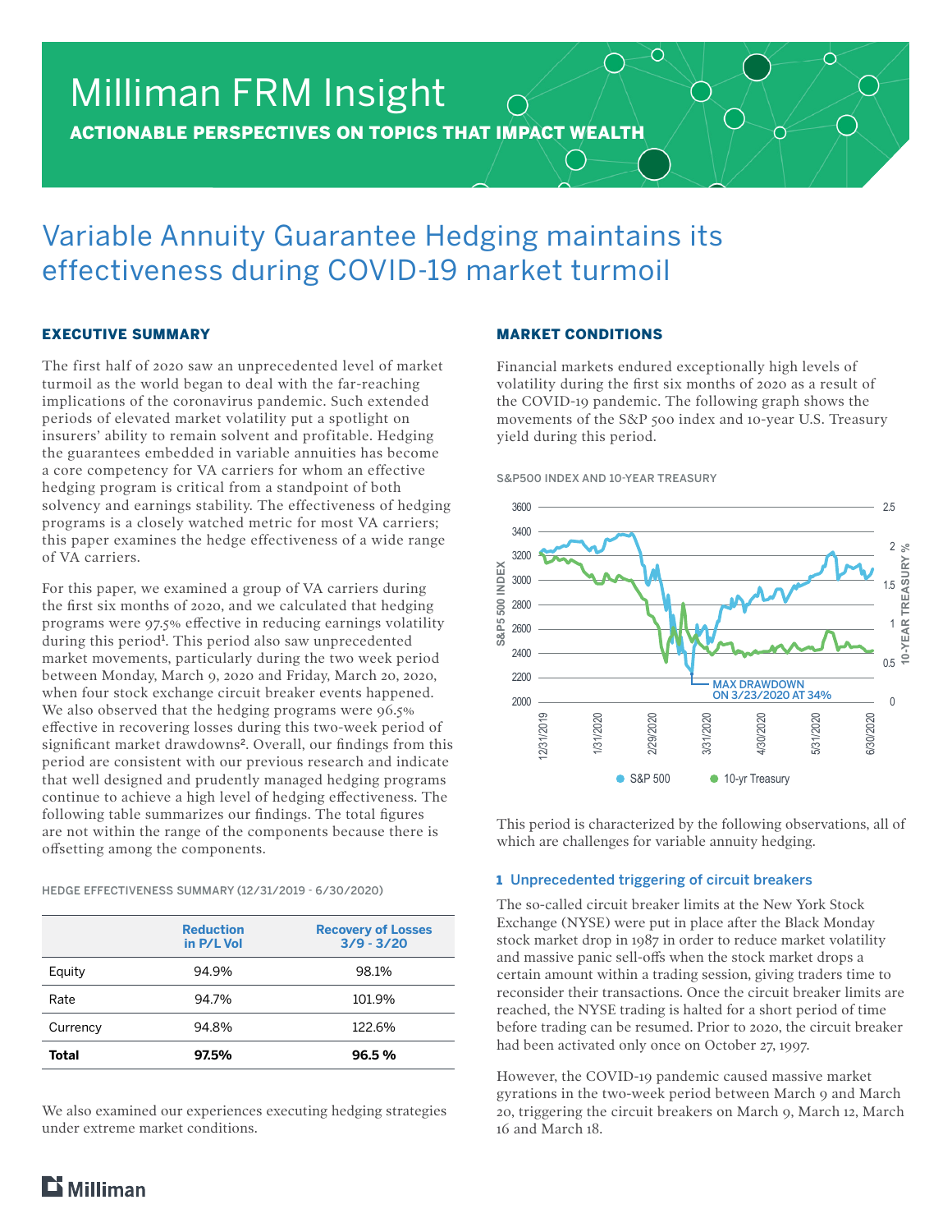# Milliman FRM Insight

**ACTIONABLE PERSPECTIVES ON TOPICS THAT IMPACT WEALTH**

# Variable Annuity Guarantee Hedging maintains its effectiveness during COVID-19 market turmoil

## EXECUTIVE SUMMARY

The first half of 2020 saw an unprecedented level of market turmoil as the world began to deal with the far-reaching implications of the coronavirus pandemic. Such extended periods of elevated market volatility put a spotlight on insurers' ability to remain solvent and profitable. Hedging the guarantees embedded in variable annuities has become a core competency for VA carriers for whom an effective hedging program is critical from a standpoint of both solvency and earnings stability. The effectiveness of hedging programs is a closely watched metric for most VA carriers; this paper examines the hedge effectiveness of a wide range of VA carriers.

For this paper, we examined a group of VA carriers during the first six months of 2020, and we calculated that hedging programs were 97.5% effective in reducing earnings volatility during this period[1]. This period also saw unprecedented market movements, particularly during the two week period between Monday, March 9, 2020 and Friday, March 20, 2020, when four stock exchange circuit breaker events happened. We also observed that the hedging programs were 96.5% effective in recovering losses during this two-week period of significant market drawdowns[2]. Overall, our findings from this period are consistent with our previous research and indicate that well designed and prudently managed hedging programs continue to achieve a high level of hedging effectiveness. The following table summarizes our findings. The total figures are not within the range of the components because there is offsetting among the components.

HEDGE EFFECTIVENESS SUMMARY (12/31/2019 - 6/30/2020)

| | Reduction in P/L Vol | Recovery of Losses 3/9 - 3/20 |
|---|---|---|
| Equity | 94.9% | 98.1% |
| Rate | 94.7% | 101.9% |
| Currency | 94.8% | 122.6% |
| **Total** | **97.5%** | **96.5 %** |

We also examined our experiences executing hedging strategies under extreme market conditions.

## MARKET CONDITIONS

Financial markets endured exceptionally high levels of volatility during the first six months of 2020 as a result of the COVID-19 pandemic. The following graph shows the movements of the S&P 500 index and 10-year U.S. Treasury yield during this period.

S&P500 INDEX AND 10-YEAR TREASURY

This period is characterized by the following observations, all of which are challenges for variable annuity hedging.

### 1 Unprecedented triggering of circuit breakers

The so-called circuit breaker limits at the New York Stock Exchange (NYSE) were put in place after the Black Monday stock market drop in 1987 in order to reduce market volatility and massive panic sell-offs when the stock market drops a certain amount within a trading session, giving traders time to reconsider their transactions. Once the circuit breaker limits are reached, the NYSE trading is halted for a short period of time before trading can be resumed. Prior to 2020, the circuit breaker had been activated only once on October 27, 1997.

However, the COVID-19 pandemic caused massive market gyrations in the two-week period between March 9 and March 20, triggering the circuit breakers on March 9, March 12, March 16 and March 18.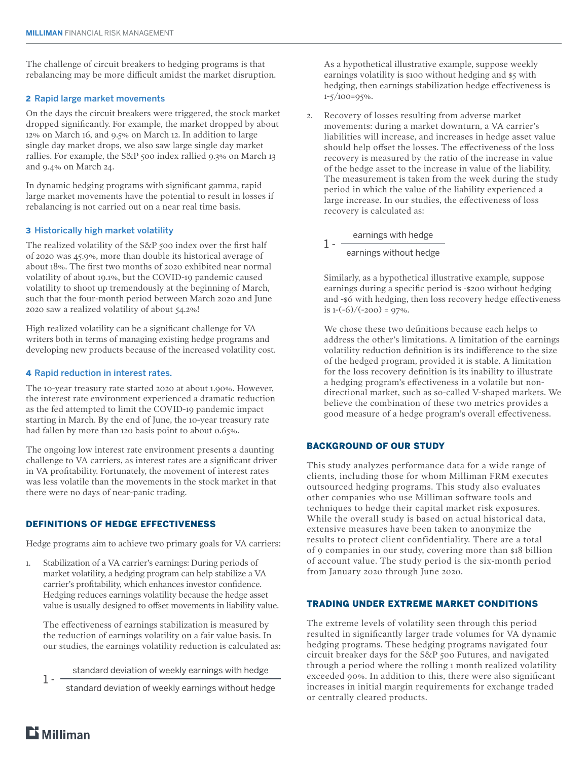The challenge of circuit breakers to hedging programs is that rebalancing may be more difficult amidst the market disruption.

### 2 Rapid large market movements

On the days the circuit breakers were triggered, the stock market dropped significantly. For example, the market dropped by about 12% on March 16, and 9.5% on March 12. In addition to large single day market drops, we also saw large single day market rallies. For example, the S&P 500 index rallied 9.3% on March 13 and 9.4% on March 24.

In dynamic hedging programs with significant gamma, rapid large market movements have the potential to result in losses if rebalancing is not carried out on a near real time basis.

### 3 Historically high market volatility

The realized volatility of the S&P 500 index over the first half of 2020 was 45.9%, more than double its historical average of about 18%. The first two months of 2020 exhibited near normal volatility of about 19.1%, but the COVID-19 pandemic caused volatility to shoot up tremendously at the beginning of March, such that the four-month period between March 2020 and June 2020 saw a realized volatility of about 54.2%!

High realized volatility can be a significant challenge for VA writers both in terms of managing existing hedge programs and developing new products because of the increased volatility cost.

### 4 Rapid reduction in interest rates.

The 10-year treasury rate started 2020 at about 1.90%. However, the interest rate environment experienced a dramatic reduction as the fed attempted to limit the COVID-19 pandemic impact starting in March. By the end of June, the 10-year treasury rate had fallen by more than 120 basis point to about 0.65%.

The ongoing low interest rate environment presents a daunting challenge to VA carriers, as interest rates are a significant driver in VA profitability. Fortunately, the movement of interest rates was less volatile than the movements in the stock market in that there were no days of near-panic trading.

## DEFINITIONS OF HEDGE EFFECTIVENESS

Hedge programs aim to achieve two primary goals for VA carriers:

1. Stabilization of a VA carrier's earnings: During periods of market volatility, a hedging program can help stabilize a VA carrier's profitability, which enhances investor confidence. Hedging reduces earnings volatility because the hedge asset value is usually designed to offset movements in liability value.

   The effectiveness of earnings stabilization is measured by the reduction of earnings volatility on a fair value basis. In our studies, the earnings volatility reduction is calculated as:

   $$1 - \frac{\text{standard deviation of weekly earnings with hedge}}{\text{standard deviation of weekly earnings without hedge}}$$

   As a hypothetical illustrative example, suppose weekly earnings volatility is \$100 without hedging and \$5 with hedging, then earnings stabilization hedge effectiveness is 1-5/100=95%.

2. Recovery of losses resulting from adverse market movements: during a market downturn, a VA carrier's liabilities will increase, and increases in hedge asset value should help offset the losses. The effectiveness of the loss recovery is measured by the ratio of the increase in value of the hedge asset to the increase in value of the liability. The measurement is taken from the week during the study period in which the value of the liability experienced a large increase. In our studies, the effectiveness of loss recovery is calculated as:

   $$1 - \frac{\text{earnings with hedge}}{\text{earnings without hedge}}$$

   Similarly, as a hypothetical illustrative example, suppose earnings during a specific period is -\$200 without hedging and -\$6 with hedging, then loss recovery hedge effectiveness is 1-(-6)/(-200) = 97%.

   We chose these two definitions because each helps to address the other's limitations. A limitation of the earnings volatility reduction definition is its indifference to the size of the hedged program, provided it is stable. A limitation for the loss recovery definition is its inability to illustrate a hedging program's effectiveness in a volatile but non-directional market, such as so-called V-shaped markets. We believe the combination of these two metrics provides a good measure of a hedge program's overall effectiveness.

## BACKGROUND OF OUR STUDY

This study analyzes performance data for a wide range of clients, including those for whom Milliman FRM executes outsourced hedging programs. This study also evaluates other companies who use Milliman software tools and techniques to hedge their capital market risk exposures. While the overall study is based on actual historical data, extensive measures have been taken to anonymize the results to protect client confidentiality. There are a total of 9 companies in our study, covering more than \$18 billion of account value. The study period is the six-month period from January 2020 through June 2020.

## TRADING UNDER EXTREME MARKET CONDITIONS

The extreme levels of volatility seen through this period resulted in significantly larger trade volumes for VA dynamic hedging programs. These hedging programs navigated four circuit breaker days for the S&P 500 Futures, and navigated through a period where the rolling 1 month realized volatility exceeded 90%. In addition to this, there were also significant increases in initial margin requirements for exchange traded or centrally cleared products.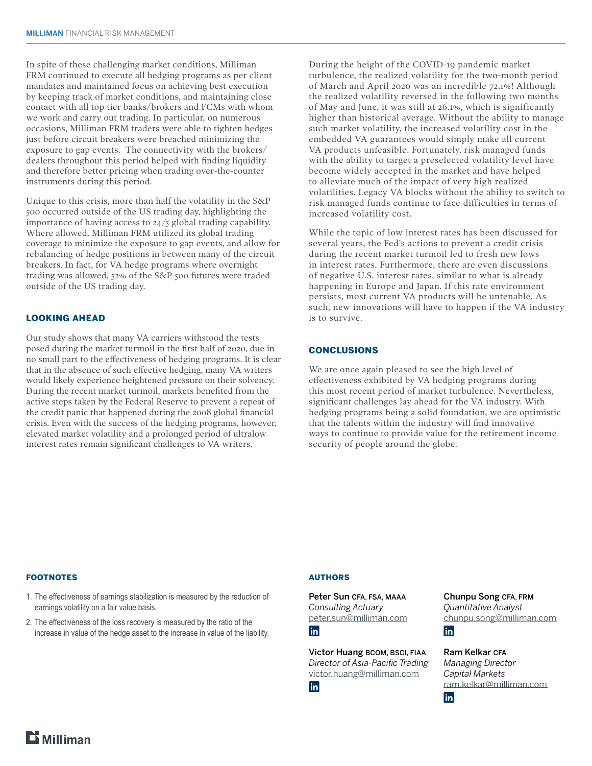In spite of these challenging market conditions, Milliman FRM continued to execute all hedging programs as per client mandates and maintained focus on achieving best execution by keeping track of market conditions, and maintaining close contact with all top tier banks/brokers and FCMs with whom we work and carry out trading. In particular, on numerous occasions, Milliman FRM traders were able to tighten hedges just before circuit breakers were breached minimizing the exposure to gap events. The connectivity with the brokers/dealers throughout this period helped with finding liquidity and therefore better pricing when trading over-the-counter instruments during this period.

Unique to this crisis, more than half the volatility in the S&P 500 occurred outside of the US trading day, highlighting the importance of having access to 24/5 global trading capability. Where allowed, Milliman FRM utilized its global trading coverage to minimize the exposure to gap events, and allow for rebalancing of hedge positions in between many of the circuit breakers. In fact, for VA hedge programs where overnight trading was allowed, 52% of the S&P 500 futures were traded outside of the US trading day.

## LOOKING AHEAD

Our study shows that many VA carriers withstood the tests posed during the market turmoil in the first half of 2020, due in no small part to the effectiveness of hedging programs. It is clear that in the absence of such effective hedging, many VA writers would likely experience heightened pressure on their solvency. During the recent market turmoil, markets benefited from the active steps taken by the Federal Reserve to prevent a repeat of the credit panic that happened during the 2008 global financial crisis. Even with the success of the hedging programs, however, elevated market volatility and a prolonged period of ultralow interest rates remain significant challenges to VA writers.

During the height of the COVID-19 pandemic market turbulence, the realized volatility for the two-month period of March and April 2020 was an incredible 72.1%! Although the realized volatility reversed in the following two months of May and June, it was still at 26.1%, which is significantly higher than historical average. Without the ability to manage such market volatility, the increased volatility cost in the embedded VA guarantees would simply make all current VA products unfeasible. Fortunately, risk managed funds with the ability to target a preselected volatility level have become widely accepted in the market and have helped to alleviate much of the impact of very high realized volatilities. Legacy VA blocks without the ability to switch to risk managed funds continue to face difficulties in terms of increased volatility cost.

While the topic of low interest rates has been discussed for several years, the Fed's actions to prevent a credit crisis during the recent market turmoil led to fresh new lows in interest rates. Furthermore, there are even discussions of negative U.S. interest rates, similar to what is already happening in Europe and Japan. If this rate environment persists, most current VA products will be untenable. As such, new innovations will have to happen if the VA industry is to survive.

## CONCLUSIONS

We are once again pleased to see the high level of effectiveness exhibited by VA hedging programs during this most recent period of market turbulence. Nevertheless, significant challenges lay ahead for the VA industry. With hedging programs being a solid foundation, we are optimistic that the talents within the industry will find innovative ways to continue to provide value for the retirement income security of people around the globe.

## FOOTNOTES

1. The effectiveness of earnings stabilization is measured by the reduction of earnings volatility on a fair value basis.
2. The effectiveness of the loss recovery is measured by the ratio of the increase in value of the hedge asset to the increase in value of the liability.

## AUTHORS

**Peter Sun** CFA, FSA, MAAA
*Consulting Actuary*
peter.sun@milliman.com

**Chunpu Song** CFA, FRM
*Quantitative Analyst*
chunpu.song@milliman.com

**Victor Huang** BCOM, BSCI, FIAA
*Director of Asia-Pacific Trading*
victor.huang@milliman.com

**Ram Kelkar** CFA
*Managing Director*
*Capital Markets*
ram.kelkar@milliman.com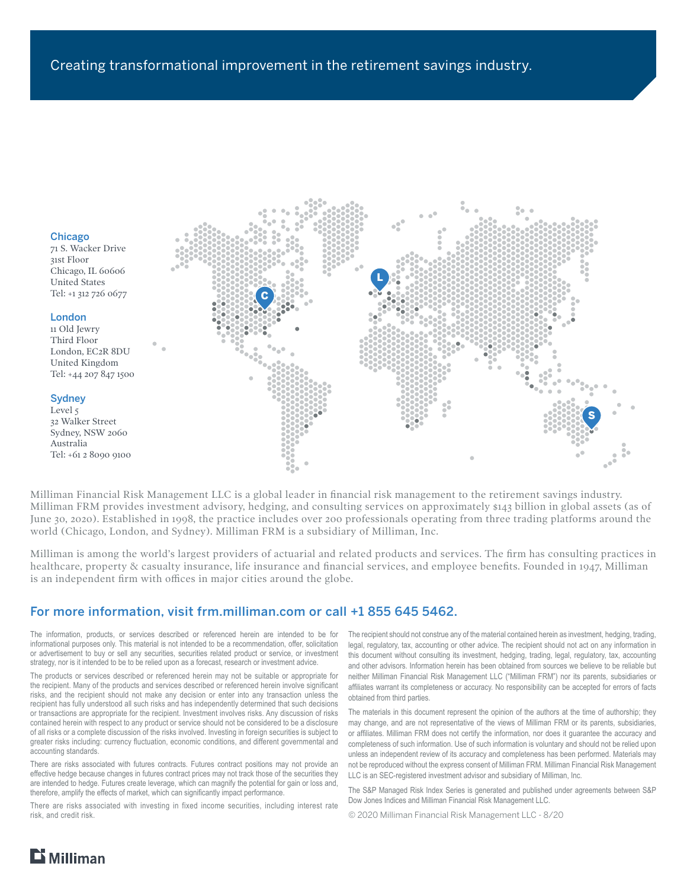Creating transformational improvement in the retirement savings industry.

**Chicago**
71 S. Wacker Drive
31st Floor
Chicago, IL 60606
United States
Tel: +1 312 726 0677

**London**
11 Old Jewry
Third Floor
London, EC2R 8DU
United Kingdom
Tel: +44 207 847 1500

**Sydney**
Level 5
32 Walker Street
Sydney, NSW 2060
Australia
Tel: +61 2 8090 9100

Milliman Financial Risk Management LLC is a global leader in financial risk management to the retirement savings industry. Milliman FRM provides investment advisory, hedging, and consulting services on approximately $143 billion in global assets (as of June 30, 2020). Established in 1998, the practice includes over 200 professionals operating from three trading platforms around the world (Chicago, London, and Sydney). Milliman FRM is a subsidiary of Milliman, Inc.

Milliman is among the world's largest providers of actuarial and related products and services. The firm has consulting practices in healthcare, property & casualty insurance, life insurance and financial services, and employee benefits. Founded in 1947, Milliman is an independent firm with offices in major cities around the globe.

## For more information, visit frm.milliman.com or call +1 855 645 5462.

The information, products, or services described or referenced herein are intended to be for informational purposes only. This material is not intended to be a recommendation, offer, solicitation or advertisement to buy or sell any securities, securities related product or service, or investment strategy, nor is it intended to be to be relied upon as a forecast, research or investment advice.

The products or services described or referenced herein may not be suitable or appropriate for the recipient. Many of the products and services described or referenced herein involve significant risks, and the recipient should not make any decision or enter into any transaction unless the recipient has fully understood all such risks and has independently determined that such decisions or transactions are appropriate for the recipient. Investment involves risks. Any discussion of risks contained herein with respect to any product or service should not be considered to be a disclosure of all risks or a complete discussion of the risks involved. Investing in foreign securities is subject to greater risks including: currency fluctuation, economic conditions, and different governmental and accounting standards.

There are risks associated with futures contracts. Futures contract positions may not provide an effective hedge because changes in futures contract prices may not track those of the securities they are intended to hedge. Futures create leverage, which can magnify the potential for gain or loss and, therefore, amplify the effects of market, which can significantly impact performance.

There are risks associated with investing in fixed income securities, including interest rate risk, and credit risk.

The recipient should not construe any of the material contained herein as investment, hedging, trading, legal, regulatory, tax, accounting or other advice. The recipient should not act on any information in this document without consulting its investment, hedging, trading, legal, regulatory, tax, accounting and other advisors. Information herein has been obtained from sources we believe to be reliable but neither Milliman Financial Risk Management LLC ("Milliman FRM") nor its parents, subsidiaries or affiliates warrant its completeness or accuracy. No responsibility can be accepted for errors of facts obtained from third parties.

The materials in this document represent the opinion of the authors at the time of authorship; they may change, and are not representative of the views of Milliman FRM or its parents, subsidiaries, or affiliates. Milliman FRM does not certify the information, nor does it guarantee the accuracy and completeness of such information. Use of such information is voluntary and should not be relied upon unless an independent review of its accuracy and completeness has been performed. Materials may not be reproduced without the express consent of Milliman FRM. Milliman Financial Risk Management LLC is an SEC-registered investment advisor and subsidiary of Milliman, Inc.

The S&P Managed Risk Index Series is generated and published under agreements between S&P Dow Jones Indices and Milliman Financial Risk Management LLC.

© 2020 Milliman Financial Risk Management LLC - 8/20

Milliman